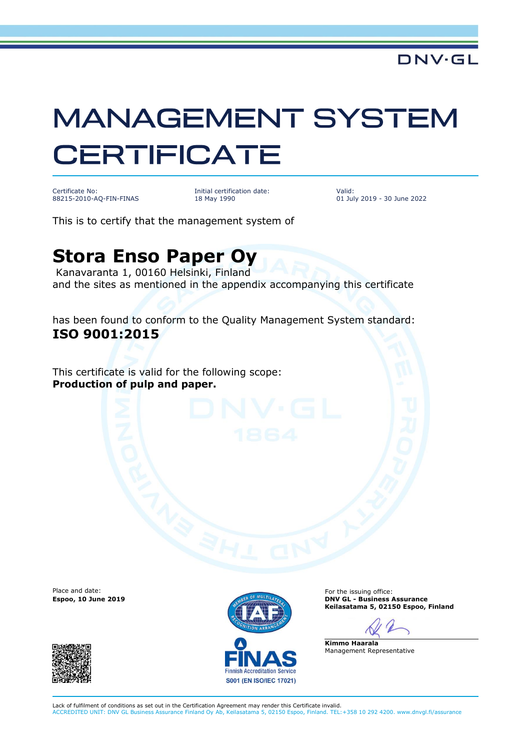DNV·GL

# MANAGEMENT SYSTEM CERTIFICATE

Certificate No:
88215-2010-AQ-FIN-FINAS

Initial certification date:
18 May 1990

Valid:
01 July 2019 - 30 June 2022

This is to certify that the management system of

## Stora Enso Paper Oy

Kanavaranta 1, 00160 Helsinki, Finland
and the sites as mentioned in the appendix accompanying this certificate

has been found to conform to the Quality Management System standard:
**ISO 9001:2015**

This certificate is valid for the following scope:
**Production of pulp and paper.**

Place and date:
**Espoo, 10 June 2019**

For the issuing office:
**DNV GL - Business Assurance**
**Keilasatama 5, 02150 Espoo, Finland**

**Kimmo Haarala**
Management Representative

FINAS
Finnish Accreditation Service
S001 (EN ISO/IEC 17021)

Lack of fulfilment of conditions as set out in the Certification Agreement may render this Certificate invalid.
ACCREDITED UNIT: DNV GL Business Assurance Finland Oy Ab, Keilasatama 5, 02150 Espoo, Finland. TEL:+358 10 292 4200. www.dnvgl.fi/assurance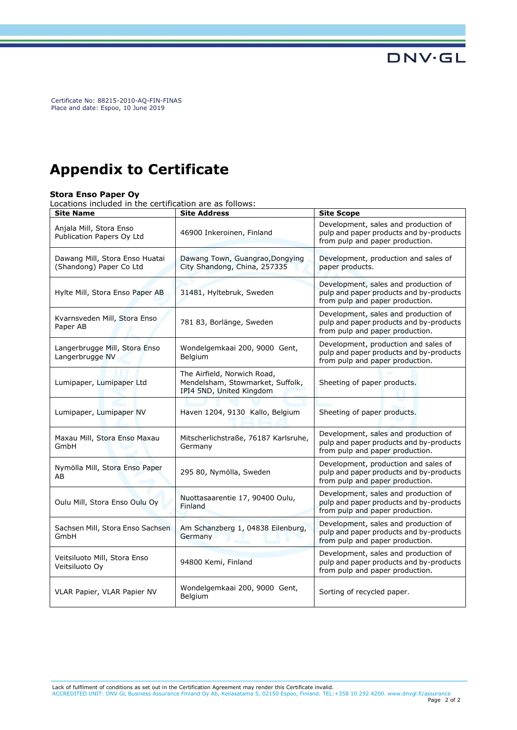Certificate No: 88215-2010-AQ-FIN-FINAS
Place and date: Espoo, 10 June 2019

# Appendix to Certificate

**Stora Enso Paper Oy**
Locations included in the certification are as follows:

| Site Name | Site Address | Site Scope |
|---|---|---|
| Anjala Mill, Stora Enso Publication Papers Oy Ltd | 46900 Inkeroinen, Finland | Development, sales and production of pulp and paper products and by-products from pulp and paper production. |
| Dawang Mill, Stora Enso Huatai (Shandong) Paper Co Ltd | Dawang Town, Guangrao,Dongying City Shandong, China, 257335 | Development, production and sales of paper products. |
| Hylte Mill, Stora Enso Paper AB | 31481, Hyltebruk, Sweden | Development, sales and production of pulp and paper products and by-products from pulp and paper production. |
| Kvarnsveden Mill, Stora Enso Paper AB | 781 83, Borlänge, Sweden | Development, sales and production of pulp and paper products and by-products from pulp and paper production. |
| Langerbrugge Mill, Stora Enso Langerbrugge NV | Wondelgemkaai 200, 9000 Gent, Belgium | Development, production and sales of pulp and paper products and by-products from pulp and paper production. |
| Lumipaper, Lumipaper Ltd | The Airfield, Norwich Road, Mendelsham, Stowmarket, Suffolk, IPI4 5ND, United Kingdom | Sheeting of paper products. |
| Lumipaper, Lumipaper NV | Haven 1204, 9130 Kallo, Belgium | Sheeting of paper products. |
| Maxau Mill, Stora Enso Maxau GmbH | Mitscherlichstraße, 76187 Karlsruhe, Germany | Development, sales and production of pulp and paper products and by-products from pulp and paper production. |
| Nymölla Mill, Stora Enso Paper AB | 295 80, Nymölla, Sweden | Development, production and sales of pulp and paper products and by-products from pulp and paper production. |
| Oulu Mill, Stora Enso Oulu Oy | Nuottasaarentie 17, 90400 Oulu, Finland | Development, sales and production of pulp and paper products and by-products from pulp and paper production. |
| Sachsen Mill, Stora Enso Sachsen GmbH | Am Schanzberg 1, 04838 Eilenburg, Germany | Development, sales and production of pulp and paper products and by-products from pulp and paper production. |
| Veitsiluoto Mill, Stora Enso Veitsiluoto Oy | 94800 Kemi, Finland | Development, sales and production of pulp and paper products and by-products from pulp and paper production. |
| VLAR Papier, VLAR Papier NV | Wondelgemkaai 200, 9000 Gent, Belgium | Sorting of recycled paper. |

Lack of fulfilment of conditions as set out in the Certification Agreement may render this Certificate invalid.
ACCREDITED UNIT: DNV GL Business Assurance Finland Oy Ab, Keilasatama 5, 02150 Espoo, Finland. TEL:+358 10 292 4200. www.dnvgl.fi/assurance